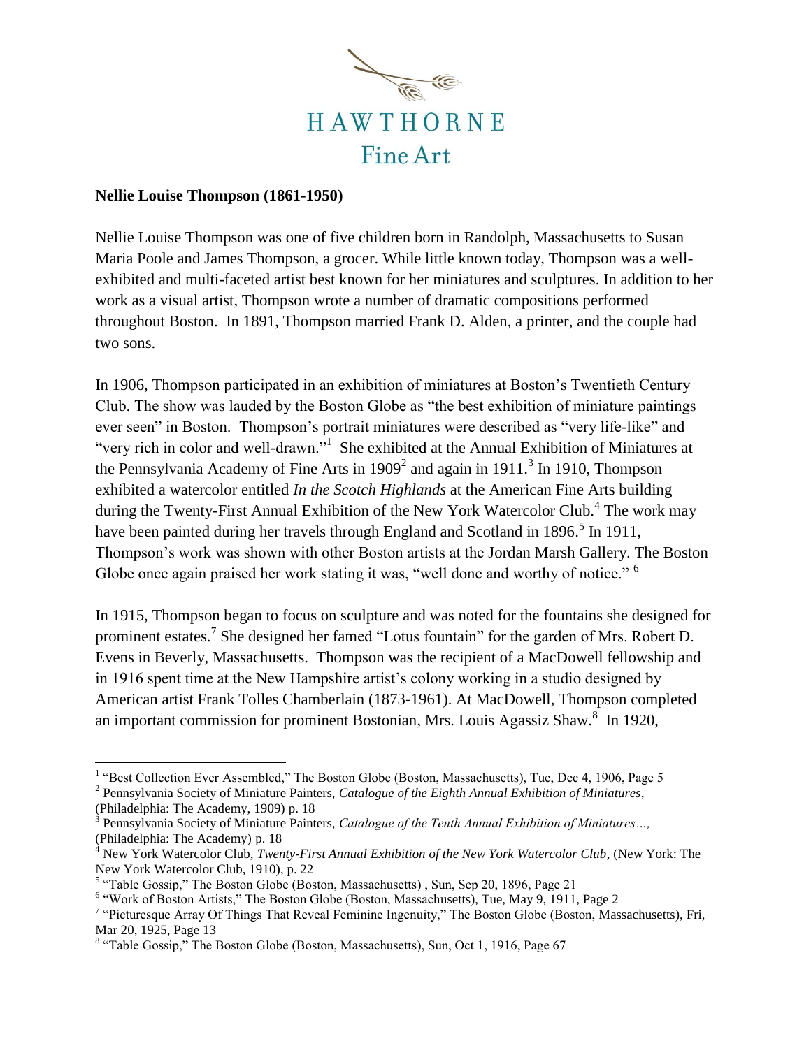HAWTHORNE

Fine Art

**Nellie Louise Thompson (1861-1950)**

Nellie Louise Thompson was one of five children born in Randolph, Massachusetts to Susan Maria Poole and James Thompson, a grocer. While little known today, Thompson was a well-exhibited and multi-faceted artist best known for her miniatures and sculptures. In addition to her work as a visual artist, Thompson wrote a number of dramatic compositions performed throughout Boston. In 1891, Thompson married Frank D. Alden, a printer, and the couple had two sons.

In 1906, Thompson participated in an exhibition of miniatures at Boston's Twentieth Century Club. The show was lauded by the Boston Globe as "the best exhibition of miniature paintings ever seen" in Boston. Thompson's portrait miniatures were described as "very life-like" and "very rich in color and well-drawn."[1] She exhibited at the Annual Exhibition of Miniatures at the Pennsylvania Academy of Fine Arts in 1909[2] and again in 1911.[3] In 1910, Thompson exhibited a watercolor entitled *In the Scotch Highlands* at the American Fine Arts building during the Twenty-First Annual Exhibition of the New York Watercolor Club.[4] The work may have been painted during her travels through England and Scotland in 1896.[5] In 1911, Thompson's work was shown with other Boston artists at the Jordan Marsh Gallery. The Boston Globe once again praised her work stating it was, "well done and worthy of notice." [6]

In 1915, Thompson began to focus on sculpture and was noted for the fountains she designed for prominent estates.[7] She designed her famed "Lotus fountain" for the garden of Mrs. Robert D. Evens in Beverly, Massachusetts. Thompson was the recipient of a MacDowell fellowship and in 1916 spent time at the New Hampshire artist's colony working in a studio designed by American artist Frank Tolles Chamberlain (1873-1961). At MacDowell, Thompson completed an important commission for prominent Bostonian, Mrs. Louis Agassiz Shaw.[8] In 1920,

---

[1] "Best Collection Ever Assembled," The Boston Globe (Boston, Massachusetts), Tue, Dec 4, 1906, Page 5

[2] Pennsylvania Society of Miniature Painters, *Catalogue of the Eighth Annual Exhibition of Miniatures*, (Philadelphia: The Academy, 1909) p. 18

[3] Pennsylvania Society of Miniature Painters, *Catalogue of the Tenth Annual Exhibition of Miniatures…,* (Philadelphia: The Academy) p. 18

[4] New York Watercolor Club, *Twenty-First Annual Exhibition of the New York Watercolor Club*, (New York: The New York Watercolor Club, 1910), p. 22

[5] "Table Gossip," The Boston Globe (Boston, Massachusetts) , Sun, Sep 20, 1896, Page 21

[6] "Work of Boston Artists," The Boston Globe (Boston, Massachusetts), Tue, May 9, 1911, Page 2

[7] "Picturesque Array Of Things That Reveal Feminine Ingenuity," The Boston Globe (Boston, Massachusetts), Fri, Mar 20, 1925, Page 13

[8] "Table Gossip," The Boston Globe (Boston, Massachusetts), Sun, Oct 1, 1916, Page 67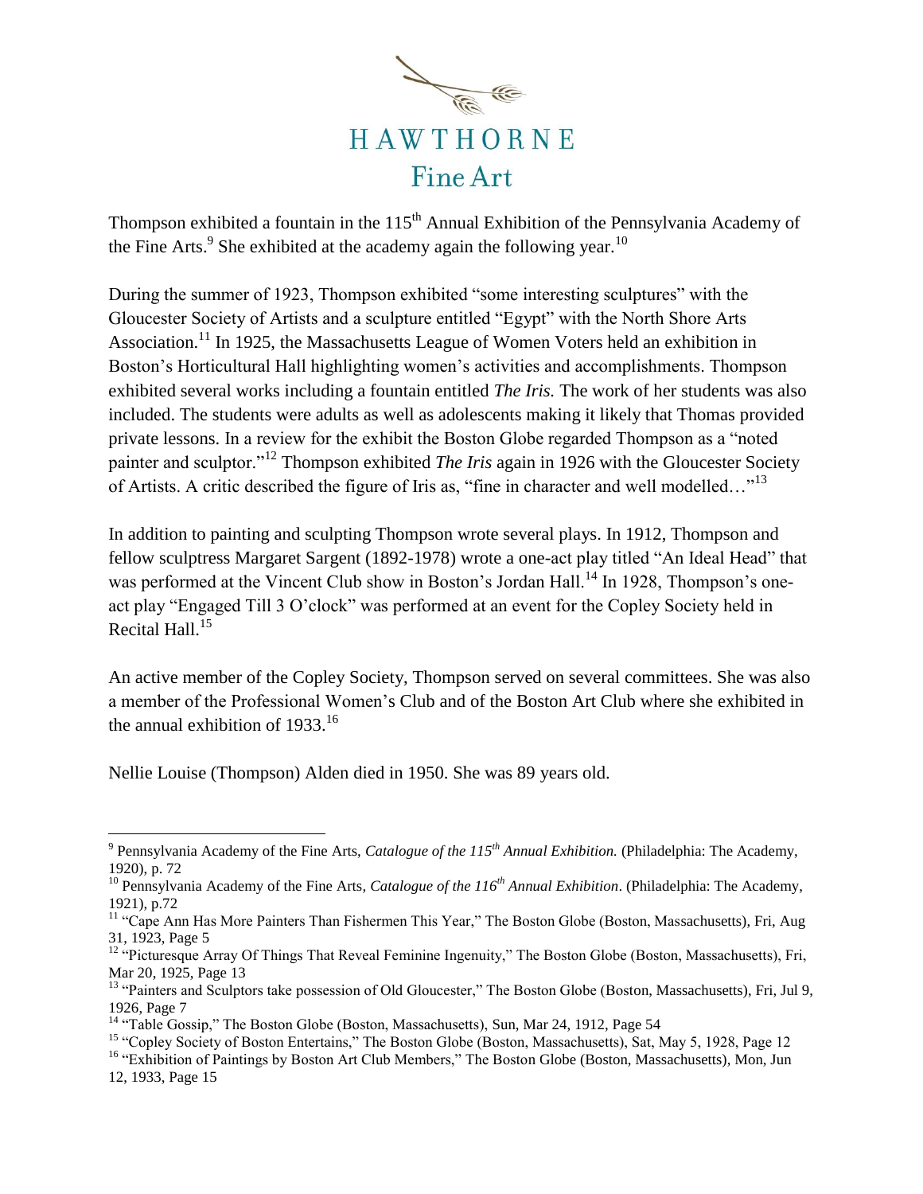Thompson exhibited a fountain in the 115th Annual Exhibition of the Pennsylvania Academy of the Fine Arts.[9] She exhibited at the academy again the following year.[10]

During the summer of 1923, Thompson exhibited "some interesting sculptures" with the Gloucester Society of Artists and a sculpture entitled "Egypt" with the North Shore Arts Association.[11] In 1925, the Massachusetts League of Women Voters held an exhibition in Boston's Horticultural Hall highlighting women's activities and accomplishments. Thompson exhibited several works including a fountain entitled *The Iris.* The work of her students was also included. The students were adults as well as adolescents making it likely that Thomas provided private lessons. In a review for the exhibit the Boston Globe regarded Thompson as a "noted painter and sculptor."[12] Thompson exhibited *The Iris* again in 1926 with the Gloucester Society of Artists. A critic described the figure of Iris as, "fine in character and well modelled…"[13]

In addition to painting and sculpting Thompson wrote several plays. In 1912, Thompson and fellow sculptress Margaret Sargent (1892-1978) wrote a one-act play titled "An Ideal Head" that was performed at the Vincent Club show in Boston's Jordan Hall.[14] In 1928, Thompson's one-act play "Engaged Till 3 O'clock" was performed at an event for the Copley Society held in Recital Hall.[15]

An active member of the Copley Society, Thompson served on several committees. She was also a member of the Professional Women's Club and of the Boston Art Club where she exhibited in the annual exhibition of 1933.[16]

Nellie Louise (Thompson) Alden died in 1950. She was 89 years old.

---

[9] Pennsylvania Academy of the Fine Arts, *Catalogue of the 115th Annual Exhibition.* (Philadelphia: The Academy, 1920), p. 72

[10] Pennsylvania Academy of the Fine Arts, *Catalogue of the 116th Annual Exhibition*. (Philadelphia: The Academy, 1921), p.72

[11] "Cape Ann Has More Painters Than Fishermen This Year," The Boston Globe (Boston, Massachusetts), Fri, Aug 31, 1923, Page 5

[12] "Picturesque Array Of Things That Reveal Feminine Ingenuity," The Boston Globe (Boston, Massachusetts), Fri, Mar 20, 1925, Page 13

[13] "Painters and Sculptors take possession of Old Gloucester," The Boston Globe (Boston, Massachusetts), Fri, Jul 9, 1926, Page 7

[14] "Table Gossip," The Boston Globe (Boston, Massachusetts), Sun, Mar 24, 1912, Page 54

[15] "Copley Society of Boston Entertains," The Boston Globe (Boston, Massachusetts), Sat, May 5, 1928, Page 12

[16] "Exhibition of Paintings by Boston Art Club Members," The Boston Globe (Boston, Massachusetts), Mon, Jun 12, 1933, Page 15